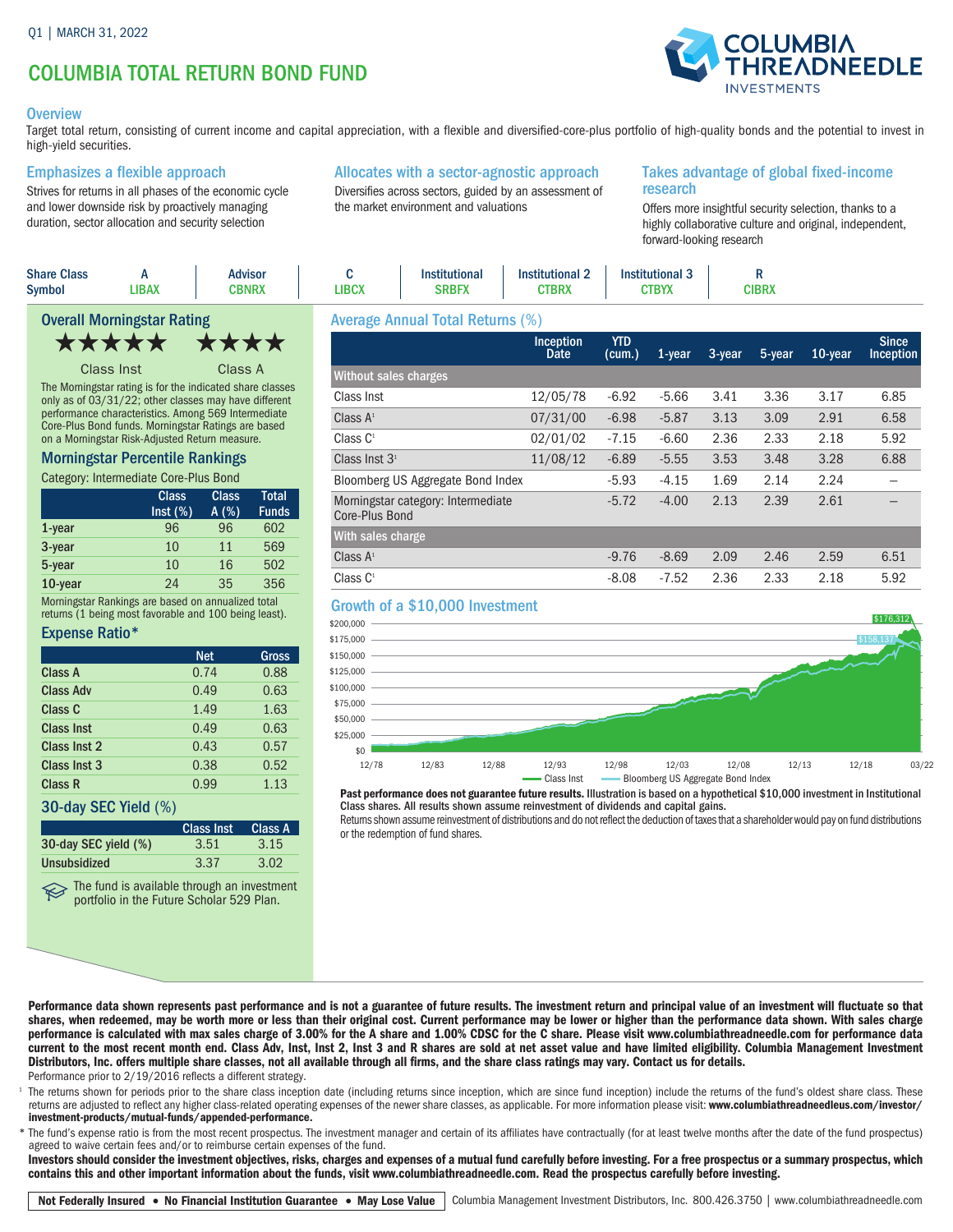Q1 | MARCH 31, 2022

# COLUMBIA TOTAL RETURN BOND FUND

## Overview

Target total return, consisting of current income and capital appreciation, with a flexible and diversified-core-plus portfolio of high-quality bonds and the potential to invest in high-yield securities.

### Emphasizes a flexible approach

Strives for returns in all phases of the economic cycle and lower downside risk by proactively managing duration, sector allocation and security selection

### Allocates with a sector-agnostic approach

Diversifies across sectors, guided by an assessment of the market environment and valuations

### Takes advantage of global fixed-income research

Offers more insightful security selection, thanks to a highly collaborative culture and original, independent, forward-looking research

| Share Class | A | Advisor | C | Institutional | Institutional 2 | Institutional 3 | R |
|---|---|---|---|---|---|---|---|
| Symbol | LIBAX | CBNRX | LIBCX | SRBFX | CTBRX | CTBYX | CIBRX |

### Overall Morningstar Rating

★★★★★ Class Inst ★★★★ Class A

The Morningstar rating is for the indicated share classes only as of 03/31/22; other classes may have different performance characteristics. Among 569 Intermediate Core-Plus Bond funds. Morningstar Ratings are based on a Morningstar Risk-Adjusted Return measure.

### Morningstar Percentile Rankings

Category: Intermediate Core-Plus Bond

| | Class Inst (%) | Class A (%) | Total Funds |
|---|---|---|---|
| 1-year | 96 | 96 | 602 |
| 3-year | 10 | 11 | 569 |
| 5-year | 10 | 16 | 502 |
| 10-year | 24 | 35 | 356 |

Morningstar Rankings are based on annualized total returns (1 being most favorable and 100 being least).

### Expense Ratio*

| | Net | Gross |
|---|---|---|
| Class A | 0.74 | 0.88 |
| Class Adv | 0.49 | 0.63 |
| Class C | 1.49 | 1.63 |
| Class Inst | 0.49 | 0.63 |
| Class Inst 2 | 0.43 | 0.57 |
| Class Inst 3 | 0.38 | 0.52 |
| Class R | 0.99 | 1.13 |

### 30-day SEC Yield (%)

| | Class Inst | Class A |
|---|---|---|
| 30-day SEC yield (%) | 3.51 | 3.15 |
| Unsubsidized | 3.37 | 3.02 |

The fund is available through an investment portfolio in the Future Scholar 529 Plan.

### Average Annual Total Returns (%)

| | Inception Date | YTD (cum.) | 1-year | 3-year | 5-year | 10-year | Since Inception |
|---|---|---|---|---|---|---|---|
| **Without sales charges** | | | | | | | |
| Class Inst | 12/05/78 | -6.92 | -5.66 | 3.41 | 3.36 | 3.17 | 6.85 |
| Class A[1] | 07/31/00 | -6.98 | -5.87 | 3.13 | 3.09 | 2.91 | 6.58 |
| Class C[1] | 02/01/02 | -7.15 | -6.60 | 2.36 | 2.33 | 2.18 | 5.92 |
| Class Inst 3[1] | 11/08/12 | -6.89 | -5.55 | 3.53 | 3.48 | 3.28 | 6.88 |
| Bloomberg US Aggregate Bond Index | | -5.93 | -4.15 | 1.69 | 2.14 | 2.24 | – |
| Morningstar category: Intermediate Core-Plus Bond | | -5.72 | -4.00 | 2.13 | 2.39 | 2.61 | – |
| **With sales charge** | | | | | | | |
| Class A[1] | | -9.76 | -8.69 | 2.09 | 2.46 | 2.59 | 6.51 |
| Class C[1] | | -8.08 | -7.52 | 2.36 | 2.33 | 2.18 | 5.92 |

### Growth of a $10,000 Investment

Chart values: Class Inst $176,312; Bloomberg US Aggregate Bond Index $158,137 (12/78 – 03/22)

**Past performance does not guarantee future results.** Illustration is based on a hypothetical $10,000 investment in Institutional Class shares. All results shown assume reinvestment of dividends and capital gains.

Returns shown assume reinvestment of distributions and do not reflect the deduction of taxes that a shareholder would pay on fund distributions or the redemption of fund shares.

**Performance data shown represents past performance and is not a guarantee of future results. The investment return and principal value of an investment will fluctuate so that shares, when redeemed, may be worth more or less than their original cost. Current performance may be lower or higher than the performance data shown. With sales charge performance is calculated with max sales charge of 3.00% for the A share and 1.00% CDSC for the C share. Please visit www.columbiathreadneedle.com for performance data current to the most recent month end. Class Adv, Inst, Inst 2, Inst 3 and R shares are sold at net asset value and have limited eligibility. Columbia Management Investment Distributors, Inc. offers multiple share classes, not all available through all firms, and the share class ratings may vary. Contact us for details.**

Performance prior to 2/19/2016 reflects a different strategy.

[1] The returns shown for periods prior to the share class inception date (including returns since inception, which are since fund inception) include the returns of the fund's oldest share class. These returns are adjusted to reflect any higher class-related operating expenses of the newer share classes, as applicable. For more information please visit: **www.columbiathreadneedleus.com/investor/investment-products/mutual-funds/appended-performance.**

* The fund's expense ratio is from the most recent prospectus. The investment manager and certain of its affiliates have contractually (for at least twelve months after the date of the fund prospectus) agreed to waive certain fees and/or to reimburse certain expenses of the fund.

**Investors should consider the investment objectives, risks, charges and expenses of a mutual fund carefully before investing. For a free prospectus or a summary prospectus, which contains this and other important information about the funds, visit www.columbiathreadneedle.com. Read the prospectus carefully before investing.**

**Not Federally Insured • No Financial Institution Guarantee • May Lose Value** | Columbia Management Investment Distributors, Inc. 800.426.3750 | www.columbiathreadneedle.com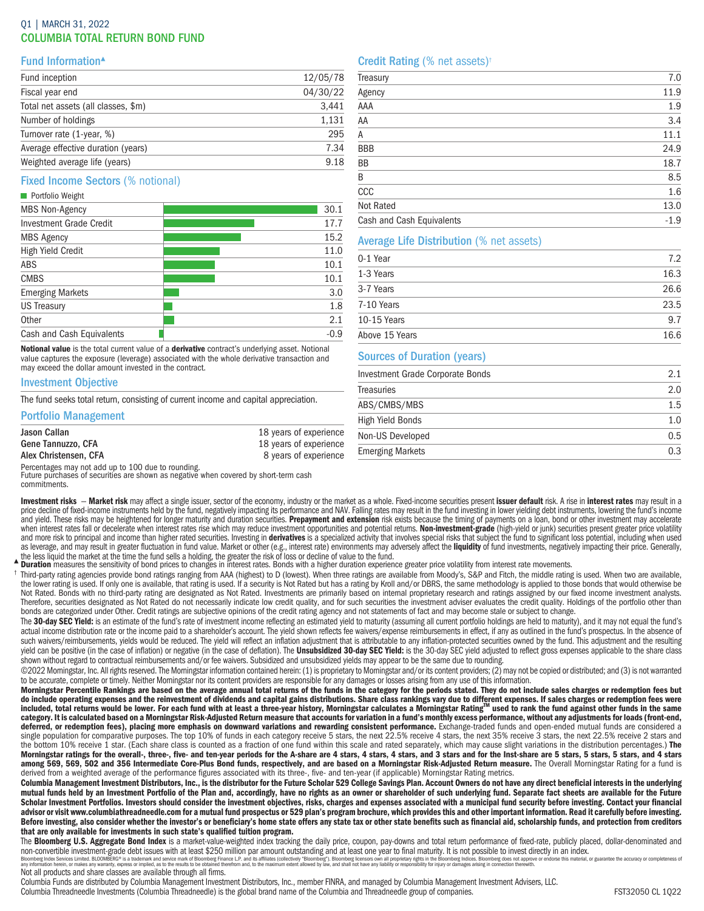Q1 | MARCH 31, 2022
## COLUMBIA TOTAL RETURN BOND FUND

### Fund Information▲

| | |
|---|---|
| Fund inception | 12/05/78 |
| Fiscal year end | 04/30/22 |
| Total net assets (all classes, $m) | 3,441 |
| Number of holdings | 1,131 |
| Turnover rate (1-year, %) | 295 |
| Average effective duration (years) | 7.34 |
| Weighted average life (years) | 9.18 |

### Fixed Income Sectors (% notional)

Portfolio Weight

MBS Non-Agency 30.1
Investment Grade Credit 17.7
MBS Agency 15.2
High Yield Credit 11.0
ABS 10.1
CMBS 10.1
Emerging Markets 3.0
US Treasury 1.8
Other 2.1
Cash and Cash Equivalents -0.9

**Notional value** is the total current value of a **derivative** contract's underlying asset. Notional value captures the exposure (leverage) associated with the whole derivative transaction and may exceed the dollar amount invested in the contract.

### Investment Objective

The fund seeks total return, consisting of current income and capital appreciation.

### Portfolio Management

| | |
|---|---|
| **Jason Callan** | 18 years of experience |
| **Gene Tannuzzo, CFA** | 18 years of experience |
| **Alex Christensen, CFA** | 8 years of experience |

Percentages may not add up to 100 due to rounding.
Future purchases of securities are shown as negative when covered by short-term cash commitments.

### Credit Rating (% net assets)†

| | |
|---|---|
| Treasury | 7.0 |
| Agency | 11.9 |
| AAA | 1.9 |
| AA | 3.4 |
| A | 11.1 |
| BBB | 24.9 |
| BB | 18.7 |
| B | 8.5 |
| CCC | 1.6 |
| Not Rated | 13.0 |
| Cash and Cash Equivalents | -1.9 |

### Average Life Distribution (% net assets)

| | |
|---|---|
| 0-1 Year | 7.2 |
| 1-3 Years | 16.3 |
| 3-7 Years | 26.6 |
| 7-10 Years | 23.5 |
| 10-15 Years | 9.7 |
| Above 15 Years | 16.6 |

### Sources of Duration (years)

| | |
|---|---|
| Investment Grade Corporate Bonds | 2.1 |
| Treasuries | 2.0 |
| ABS/CMBS/MBS | 1.5 |
| High Yield Bonds | 1.0 |
| Non-US Developed | 0.5 |
| Emerging Markets | 0.3 |

**Investment risks** – **Market risk** may affect a single issuer, sector of the economy, industry or the market as a whole. Fixed-income securities present **issuer default** risk. A rise in **interest rates** may result in a price decline of fixed-income instruments held by the fund, negatively impacting its performance and NAV. Falling rates may result in the fund investing in lower yielding debt instruments, lowering the fund's income and yield. These risks may be heightened for longer maturity and duration securities. **Prepayment and extension** risk exists because the timing of payments on a loan, bond or other investment may accelerate when interest rates fall or decelerate when interest rates rise which may reduce investment opportunities and potential returns. **Non-investment-grade** (high-yield or junk) securities present greater price volatility and more risk to principal and income than higher rated securities. Investing in **derivatives** is a specialized activity that involves special risks that subject the fund to significant loss potential, including when used as leverage, and may result in greater fluctuation in fund value. Market or other (e.g., interest rate) environments may adversely affect the **liquidity** of fund investments, negatively impacting their price. Generally, the less liquid the market at the time the fund sells a holding, the greater the risk of loss or decline of value to the fund.

▲ **Duration** measures the sensitivity of bond prices to changes in interest rates. Bonds with a higher duration experience greater price volatility from interest rate movements.

† Third-party rating agencies provide bond ratings ranging from AAA (highest) to D (lowest). When three ratings are available from Moody's, S&P and Fitch, the middle rating is used. When two are available, the lower rating is used. If only one is available, that rating is used. If a security is Not Rated but has a rating by Kroll and/or DBRS, the same methodology is applied to those bonds that would otherwise be Not Rated. Bonds with no third-party rating are designated as Not Rated. Investments are primarily based on internal proprietary research and ratings assigned by our fixed income investment analysts. Therefore, securities designated as Not Rated do not necessarily indicate low credit quality, and for such securities the investment adviser evaluates the credit quality. Holdings of the portfolio other than bonds are categorized under Other. Credit ratings are subjective opinions of the credit rating agency and not statements of fact and may become stale or subject to change.

The **30-day SEC Yield:** is an estimate of the fund's rate of investment income reflecting an estimated yield to maturity (assuming all current portfolio holdings are held to maturity), and it may not equal the fund's actual income distribution rate or the income paid to a shareholder's account. The yield shown reflects fee waivers/expense reimbursements in effect, if any as outlined in the fund's prospectus. In the absence of such waivers/reimbursements, yields would be reduced. The yield will reflect an inflation adjustment that is attributable to any inflation-protected securities owned by the fund. This adjustment and the resulting yield can be positive (in the case of inflation) or negative (in the case of deflation). The **Unsubsidized 30-day SEC Yield:** is the 30-day SEC yield adjusted to reflect gross expenses applicable to the share class shown without regard to contractual reimbursements and/or fee waivers. Subsidized and unsubsidized yields may appear to be the same due to rounding.

©2022 Morningstar, Inc. All rights reserved. The Morningstar information contained herein: (1) is proprietary to Morningstar and/or its content providers; (2) may not be copied or distributed; and (3) is not warranted to be accurate, complete or timely. Neither Morningstar nor its content providers are responsible for any damages or losses arising from any use of this information.

**Morningstar Percentile Rankings are based on the average annual total returns of the funds in the category for the periods stated. They do not include sales charges or redemption fees but do include operating expenses and the reinvestment of dividends and capital gains distributions. Share class rankings vary due to different expenses. If sales charges or redemption fees were included, total returns would be lower. For each fund with at least a three-year history, Morningstar calculates a Morningstar Rating™ used to rank the fund against other funds in the same category. It is calculated based on a Morningstar Risk-Adjusted Return measure that accounts for variation in a fund's monthly excess performance, without any adjustments for loads (front-end, deferred, or redemption fees), placing more emphasis on downward variations and rewarding consistent performance.** Exchange-traded funds and open-ended mutual funds are considered a single population for comparative purposes. The top 10% of funds in each category receive 5 stars, the next 22.5% receive 4 stars, the next 35% receive 3 stars, the next 22.5% receive 2 stars and the bottom 10% receive 1 star. (Each share class is counted as a fraction of one fund within this scale and rated separately, which may cause slight variations in the distribution percentages.) **The Morningstar ratings for the overall-, three-, five- and ten-year periods for the A-share are 4 stars, 4 stars, 4 stars, and 3 stars and for the Inst-share are 5 stars, 5 stars, 5 stars, and 4 stars among 569, 569, 502 and 356 Intermediate Core-Plus Bond funds, respectively, and are based on a Morningstar Risk-Adjusted Return measure.** The Overall Morningstar Rating for a fund is derived from a weighted average of the performance figures associated with its three-, five- and ten-year (if applicable) Morningstar Rating metrics.

**Columbia Management Investment Distributors, Inc., is the distributor for the Future Scholar 529 College Savings Plan. Account Owners do not have any direct beneficial interests in the underlying mutual funds held by an Investment Portfolio of the Plan and, accordingly, have no rights as an owner or shareholder of such underlying fund. Separate fact sheets are available for the Future Scholar Investment Portfolios. Investors should consider the investment objectives, risks, charges and expenses associated with a municipal fund security before investing. Contact your financial advisor or visit www.columbiathreadneedle.com for a mutual fund prospectus or 529 plan's program brochure, which provides this and other important information. Read it carefully before investing. Before investing, also consider whether the investor's or beneficiary's home state offers any state tax or other state benefits such as financial aid, scholarship funds, and protection from creditors that are only available for investments in such state's qualified tuition program.**

The **Bloomberg U.S. Aggregate Bond Index** is a market-value-weighted index tracking the daily price, coupon, pay-downs and total return performance of fixed-rate, publicly placed, dollar-denominated and non-convertible investment-grade debt issues with at least $250 million par amount outstanding and at least one year to final maturity. It is not possible to invest directly in an index.

Bloomberg Index Services Limited. BLOOMBERG® is a trademark and service mark of Bloomberg Finance L.P. and its affiliates (collectively "Bloomberg"). Bloomberg licensors own all proprietary rights in the Bloomberg Indices. Bloomberg does not approve or endorse this material, or guarantee the accuracy or completeness of any information herein, or makes any warranty, express or implied, as to the results to be obtained therefrom and, to the maximum extent allowed by law, and shall not have any liability or responsibility for injury or damages arising in connection therewith.

Not all products and share classes are available through all firms.

Columbia Funds are distributed by Columbia Management Investment Distributors, Inc., member FINRA, and managed by Columbia Management Investment Advisers, LLC.

Columbia Threadneedle Investments (Columbia Threadneedle) is the global brand name of the Columbia and Threadneedle group of companies.

FST32050 CL 1Q22